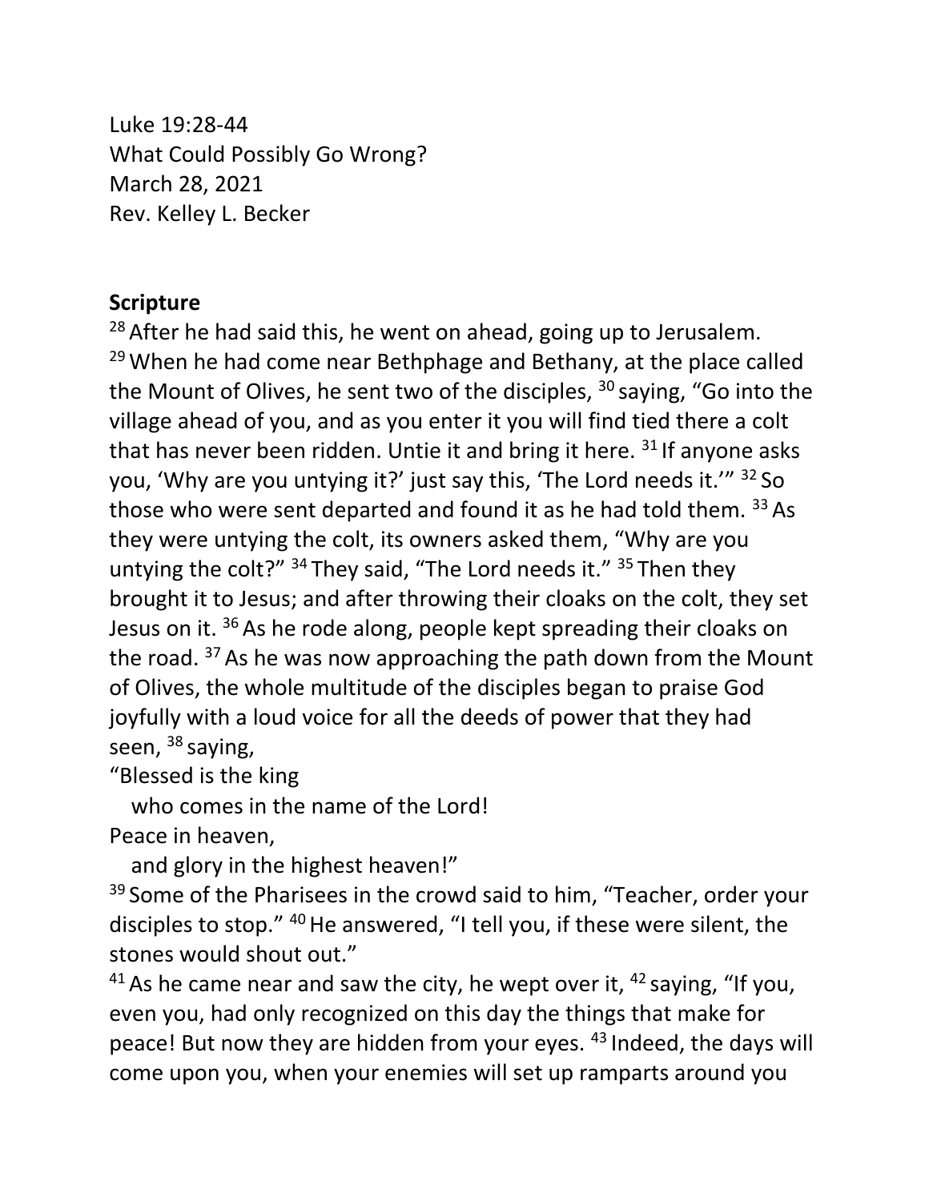Luke 19:28-44
What Could Possibly Go Wrong?
March 28, 2021
Rev. Kelley L. Becker

**Scripture**

[28] After he had said this, he went on ahead, going up to Jerusalem. [29] When he had come near Bethphage and Bethany, at the place called the Mount of Olives, he sent two of the disciples, [30] saying, "Go into the village ahead of you, and as you enter it you will find tied there a colt that has never been ridden. Untie it and bring it here. [31] If anyone asks you, 'Why are you untying it?' just say this, 'The Lord needs it.'" [32] So those who were sent departed and found it as he had told them. [33] As they were untying the colt, its owners asked them, "Why are you untying the colt?" [34] They said, "The Lord needs it." [35] Then they brought it to Jesus; and after throwing their cloaks on the colt, they set Jesus on it. [36] As he rode along, people kept spreading their cloaks on the road. [37] As he was now approaching the path down from the Mount of Olives, the whole multitude of the disciples began to praise God joyfully with a loud voice for all the deeds of power that they had seen, [38] saying,

"Blessed is the king
 who comes in the name of the Lord!
Peace in heaven,
 and glory in the highest heaven!"

[39] Some of the Pharisees in the crowd said to him, "Teacher, order your disciples to stop." [40] He answered, "I tell you, if these were silent, the stones would shout out."

[41] As he came near and saw the city, he wept over it, [42] saying, "If you, even you, had only recognized on this day the things that make for peace! But now they are hidden from your eyes. [43] Indeed, the days will come upon you, when your enemies will set up ramparts around you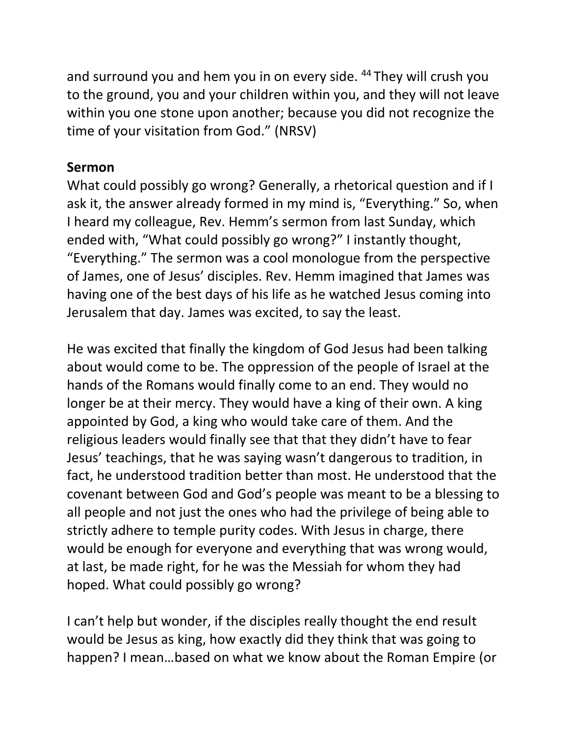and surround you and hem you in on every side. [44] They will crush you to the ground, you and your children within you, and they will not leave within you one stone upon another; because you did not recognize the time of your visitation from God." (NRSV)

**Sermon**

What could possibly go wrong? Generally, a rhetorical question and if I ask it, the answer already formed in my mind is, "Everything." So, when I heard my colleague, Rev. Hemm's sermon from last Sunday, which ended with, "What could possibly go wrong?" I instantly thought, "Everything." The sermon was a cool monologue from the perspective of James, one of Jesus' disciples. Rev. Hemm imagined that James was having one of the best days of his life as he watched Jesus coming into Jerusalem that day. James was excited, to say the least.

He was excited that finally the kingdom of God Jesus had been talking about would come to be. The oppression of the people of Israel at the hands of the Romans would finally come to an end. They would no longer be at their mercy. They would have a king of their own. A king appointed by God, a king who would take care of them. And the religious leaders would finally see that that they didn't have to fear Jesus' teachings, that he was saying wasn't dangerous to tradition, in fact, he understood tradition better than most. He understood that the covenant between God and God's people was meant to be a blessing to all people and not just the ones who had the privilege of being able to strictly adhere to temple purity codes. With Jesus in charge, there would be enough for everyone and everything that was wrong would, at last, be made right, for he was the Messiah for whom they had hoped. What could possibly go wrong?

I can't help but wonder, if the disciples really thought the end result would be Jesus as king, how exactly did they think that was going to happen? I mean…based on what we know about the Roman Empire (or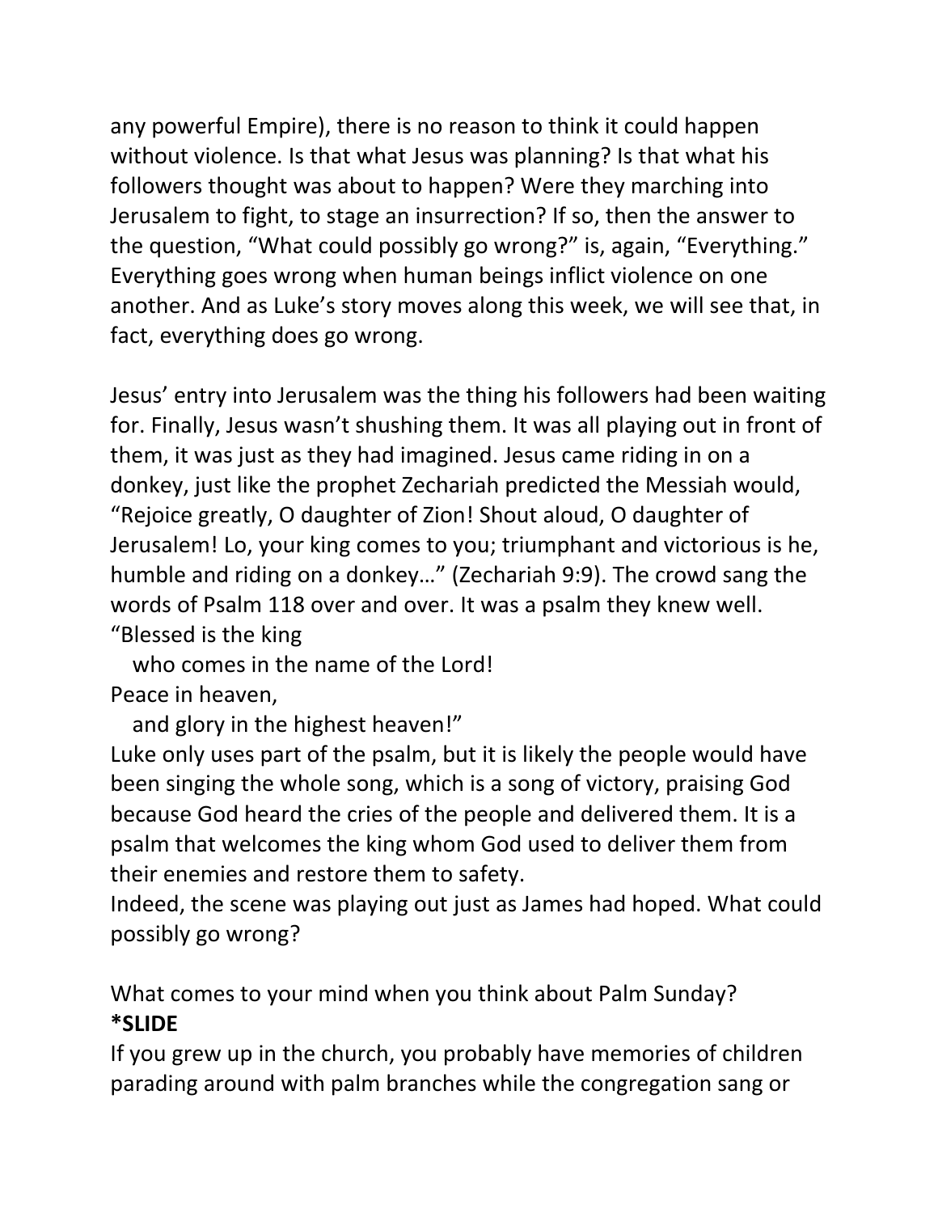any powerful Empire), there is no reason to think it could happen without violence. Is that what Jesus was planning? Is that what his followers thought was about to happen? Were they marching into Jerusalem to fight, to stage an insurrection? If so, then the answer to the question, “What could possibly go wrong?” is, again, “Everything.” Everything goes wrong when human beings inflict violence on one another. And as Luke’s story moves along this week, we will see that, in fact, everything does go wrong.

Jesus’ entry into Jerusalem was the thing his followers had been waiting for. Finally, Jesus wasn’t shushing them. It was all playing out in front of them, it was just as they had imagined. Jesus came riding in on a donkey, just like the prophet Zechariah predicted the Messiah would, “Rejoice greatly, O daughter of Zion! Shout aloud, O daughter of Jerusalem! Lo, your king comes to you; triumphant and victorious is he, humble and riding on a donkey…” (Zechariah 9:9). The crowd sang the words of Psalm 118 over and over. It was a psalm they knew well.

“Blessed is the king
   who comes in the name of the Lord!
Peace in heaven,
   and glory in the highest heaven!”

Luke only uses part of the psalm, but it is likely the people would have been singing the whole song, which is a song of victory, praising God because God heard the cries of the people and delivered them. It is a psalm that welcomes the king whom God used to deliver them from their enemies and restore them to safety.

Indeed, the scene was playing out just as James had hoped. What could possibly go wrong?

What comes to your mind when you think about Palm Sunday?
**\*SLIDE**
If you grew up in the church, you probably have memories of children parading around with palm branches while the congregation sang or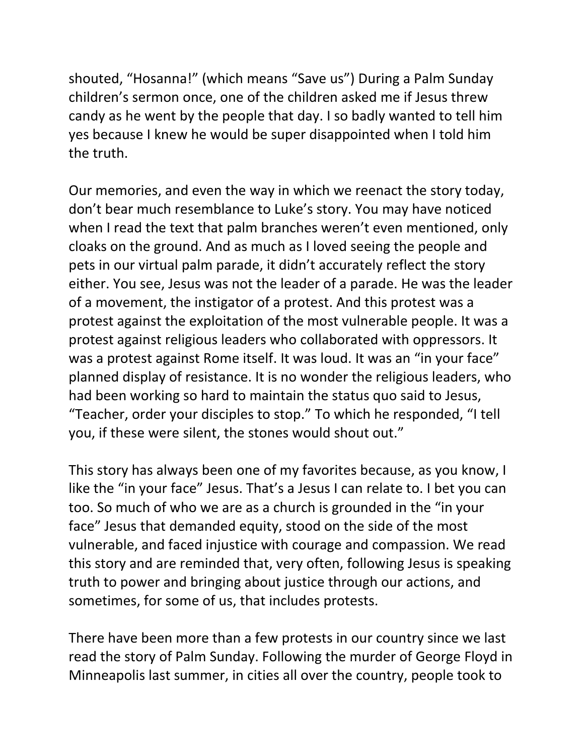shouted, “Hosanna!” (which means “Save us”) During a Palm Sunday children’s sermon once, one of the children asked me if Jesus threw candy as he went by the people that day. I so badly wanted to tell him yes because I knew he would be super disappointed when I told him the truth.

Our memories, and even the way in which we reenact the story today, don’t bear much resemblance to Luke’s story. You may have noticed when I read the text that palm branches weren’t even mentioned, only cloaks on the ground. And as much as I loved seeing the people and pets in our virtual palm parade, it didn’t accurately reflect the story either. You see, Jesus was not the leader of a parade. He was the leader of a movement, the instigator of a protest. And this protest was a protest against the exploitation of the most vulnerable people. It was a protest against religious leaders who collaborated with oppressors. It was a protest against Rome itself. It was loud. It was an “in your face” planned display of resistance. It is no wonder the religious leaders, who had been working so hard to maintain the status quo said to Jesus, “Teacher, order your disciples to stop.” To which he responded, “I tell you, if these were silent, the stones would shout out.”

This story has always been one of my favorites because, as you know, I like the “in your face” Jesus. That’s a Jesus I can relate to. I bet you can too. So much of who we are as a church is grounded in the “in your face” Jesus that demanded equity, stood on the side of the most vulnerable, and faced injustice with courage and compassion. We read this story and are reminded that, very often, following Jesus is speaking truth to power and bringing about justice through our actions, and sometimes, for some of us, that includes protests.

There have been more than a few protests in our country since we last read the story of Palm Sunday. Following the murder of George Floyd in Minneapolis last summer, in cities all over the country, people took to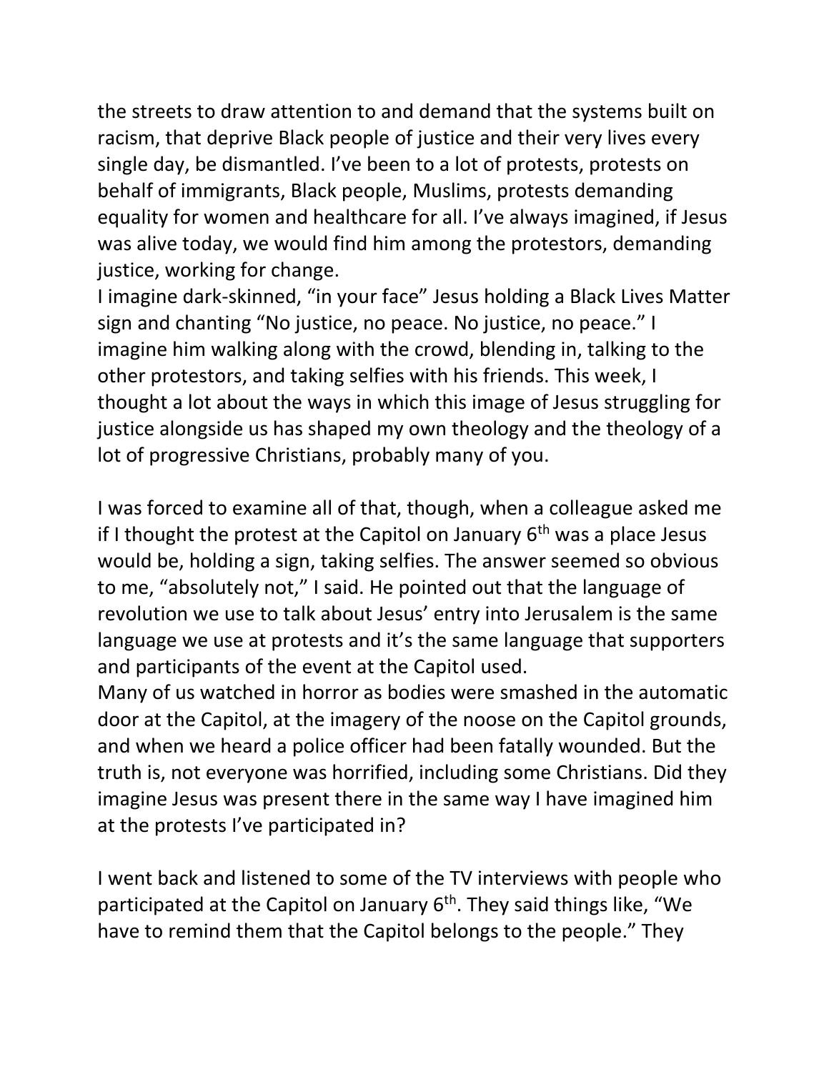the streets to draw attention to and demand that the systems built on racism, that deprive Black people of justice and their very lives every single day, be dismantled. I've been to a lot of protests, protests on behalf of immigrants, Black people, Muslims, protests demanding equality for women and healthcare for all. I've always imagined, if Jesus was alive today, we would find him among the protestors, demanding justice, working for change.

I imagine dark-skinned, "in your face" Jesus holding a Black Lives Matter sign and chanting "No justice, no peace. No justice, no peace." I imagine him walking along with the crowd, blending in, talking to the other protestors, and taking selfies with his friends. This week, I thought a lot about the ways in which this image of Jesus struggling for justice alongside us has shaped my own theology and the theology of a lot of progressive Christians, probably many of you.

I was forced to examine all of that, though, when a colleague asked me if I thought the protest at the Capitol on January 6th was a place Jesus would be, holding a sign, taking selfies. The answer seemed so obvious to me, "absolutely not," I said. He pointed out that the language of revolution we use to talk about Jesus' entry into Jerusalem is the same language we use at protests and it's the same language that supporters and participants of the event at the Capitol used.

Many of us watched in horror as bodies were smashed in the automatic door at the Capitol, at the imagery of the noose on the Capitol grounds, and when we heard a police officer had been fatally wounded. But the truth is, not everyone was horrified, including some Christians. Did they imagine Jesus was present there in the same way I have imagined him at the protests I've participated in?

I went back and listened to some of the TV interviews with people who participated at the Capitol on January 6th. They said things like, "We have to remind them that the Capitol belongs to the people." They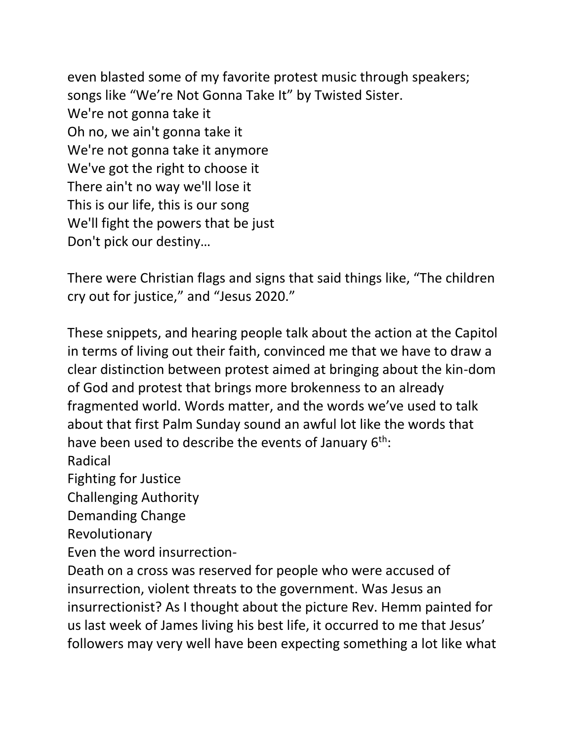even blasted some of my favorite protest music through speakers; songs like "We're Not Gonna Take It" by Twisted Sister.

We're not gonna take it  
Oh no, we ain't gonna take it  
We're not gonna take it anymore  
We've got the right to choose it  
There ain't no way we'll lose it  
This is our life, this is our song  
We'll fight the powers that be just  
Don't pick our destiny…

There were Christian flags and signs that said things like, "The children cry out for justice," and "Jesus 2020."

These snippets, and hearing people talk about the action at the Capitol in terms of living out their faith, convinced me that we have to draw a clear distinction between protest aimed at bringing about the kin-dom of God and protest that brings more brokenness to an already fragmented world. Words matter, and the words we've used to talk about that first Palm Sunday sound an awful lot like the words that have been used to describe the events of January 6th:

Radical  
Fighting for Justice  
Challenging Authority  
Demanding Change  
Revolutionary  
Even the word insurrection-  
Death on a cross was reserved for people who were accused of insurrection, violent threats to the government. Was Jesus an insurrectionist? As I thought about the picture Rev. Hemm painted for us last week of James living his best life, it occurred to me that Jesus' followers may very well have been expecting something a lot like what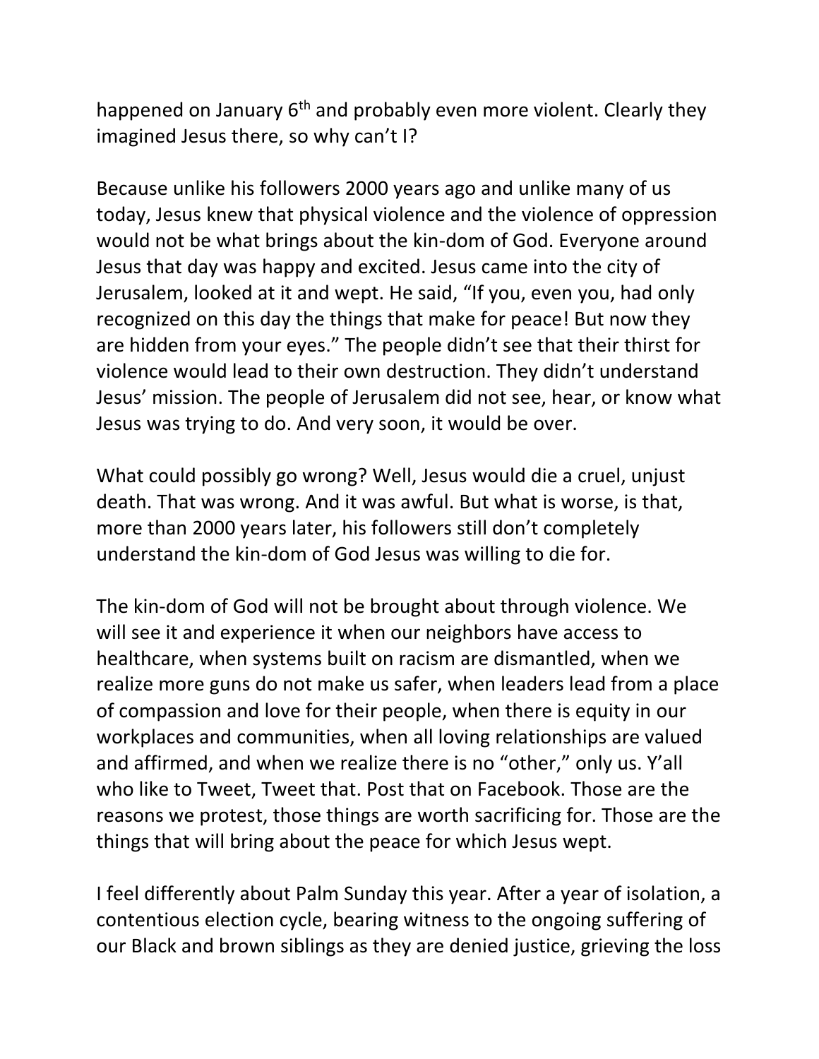happened on January 6th and probably even more violent. Clearly they imagined Jesus there, so why can't I?

Because unlike his followers 2000 years ago and unlike many of us today, Jesus knew that physical violence and the violence of oppression would not be what brings about the kin-dom of God. Everyone around Jesus that day was happy and excited. Jesus came into the city of Jerusalem, looked at it and wept. He said, "If you, even you, had only recognized on this day the things that make for peace! But now they are hidden from your eyes." The people didn't see that their thirst for violence would lead to their own destruction. They didn't understand Jesus' mission. The people of Jerusalem did not see, hear, or know what Jesus was trying to do. And very soon, it would be over.

What could possibly go wrong? Well, Jesus would die a cruel, unjust death. That was wrong. And it was awful. But what is worse, is that, more than 2000 years later, his followers still don't completely understand the kin-dom of God Jesus was willing to die for.

The kin-dom of God will not be brought about through violence. We will see it and experience it when our neighbors have access to healthcare, when systems built on racism are dismantled, when we realize more guns do not make us safer, when leaders lead from a place of compassion and love for their people, when there is equity in our workplaces and communities, when all loving relationships are valued and affirmed, and when we realize there is no "other," only us. Y'all who like to Tweet, Tweet that. Post that on Facebook. Those are the reasons we protest, those things are worth sacrificing for. Those are the things that will bring about the peace for which Jesus wept.

I feel differently about Palm Sunday this year. After a year of isolation, a contentious election cycle, bearing witness to the ongoing suffering of our Black and brown siblings as they are denied justice, grieving the loss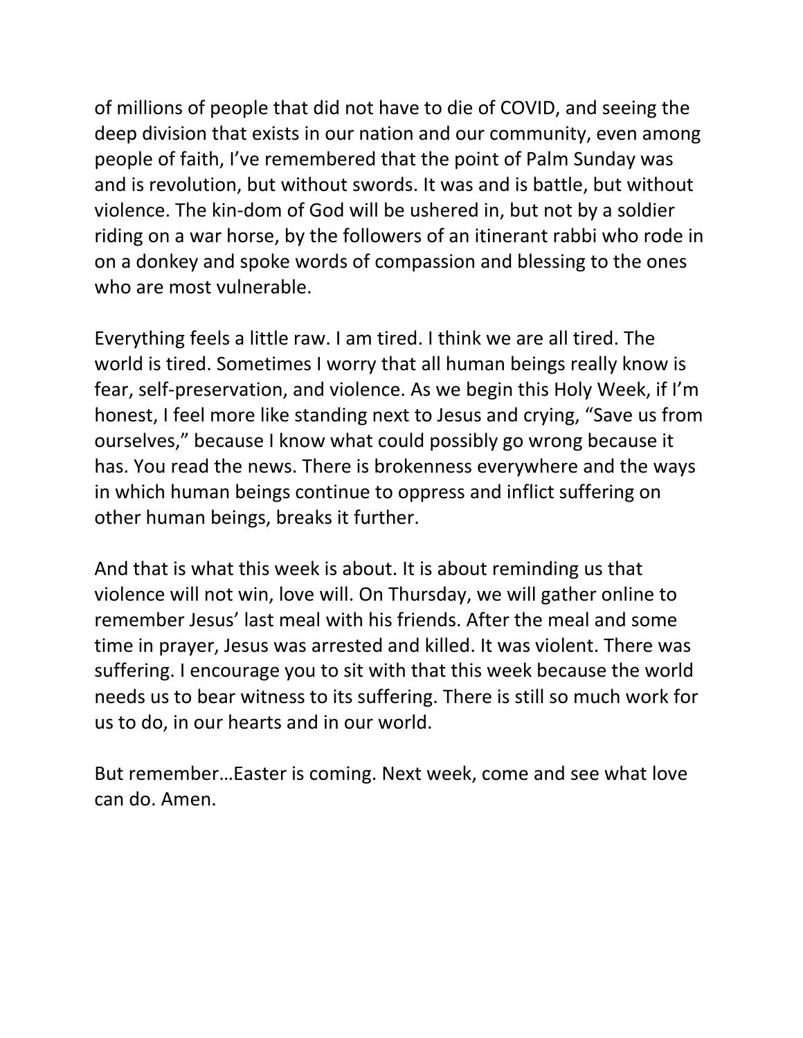of millions of people that did not have to die of COVID, and seeing the deep division that exists in our nation and our community, even among people of faith, I've remembered that the point of Palm Sunday was and is revolution, but without swords. It was and is battle, but without violence. The kin-dom of God will be ushered in, but not by a soldier riding on a war horse, by the followers of an itinerant rabbi who rode in on a donkey and spoke words of compassion and blessing to the ones who are most vulnerable.

Everything feels a little raw. I am tired. I think we are all tired. The world is tired. Sometimes I worry that all human beings really know is fear, self-preservation, and violence. As we begin this Holy Week, if I'm honest, I feel more like standing next to Jesus and crying, "Save us from ourselves," because I know what could possibly go wrong because it has. You read the news. There is brokenness everywhere and the ways in which human beings continue to oppress and inflict suffering on other human beings, breaks it further.

And that is what this week is about. It is about reminding us that violence will not win, love will. On Thursday, we will gather online to remember Jesus' last meal with his friends. After the meal and some time in prayer, Jesus was arrested and killed. It was violent. There was suffering. I encourage you to sit with that this week because the world needs us to bear witness to its suffering. There is still so much work for us to do, in our hearts and in our world.

But remember…Easter is coming. Next week, come and see what love can do. Amen.